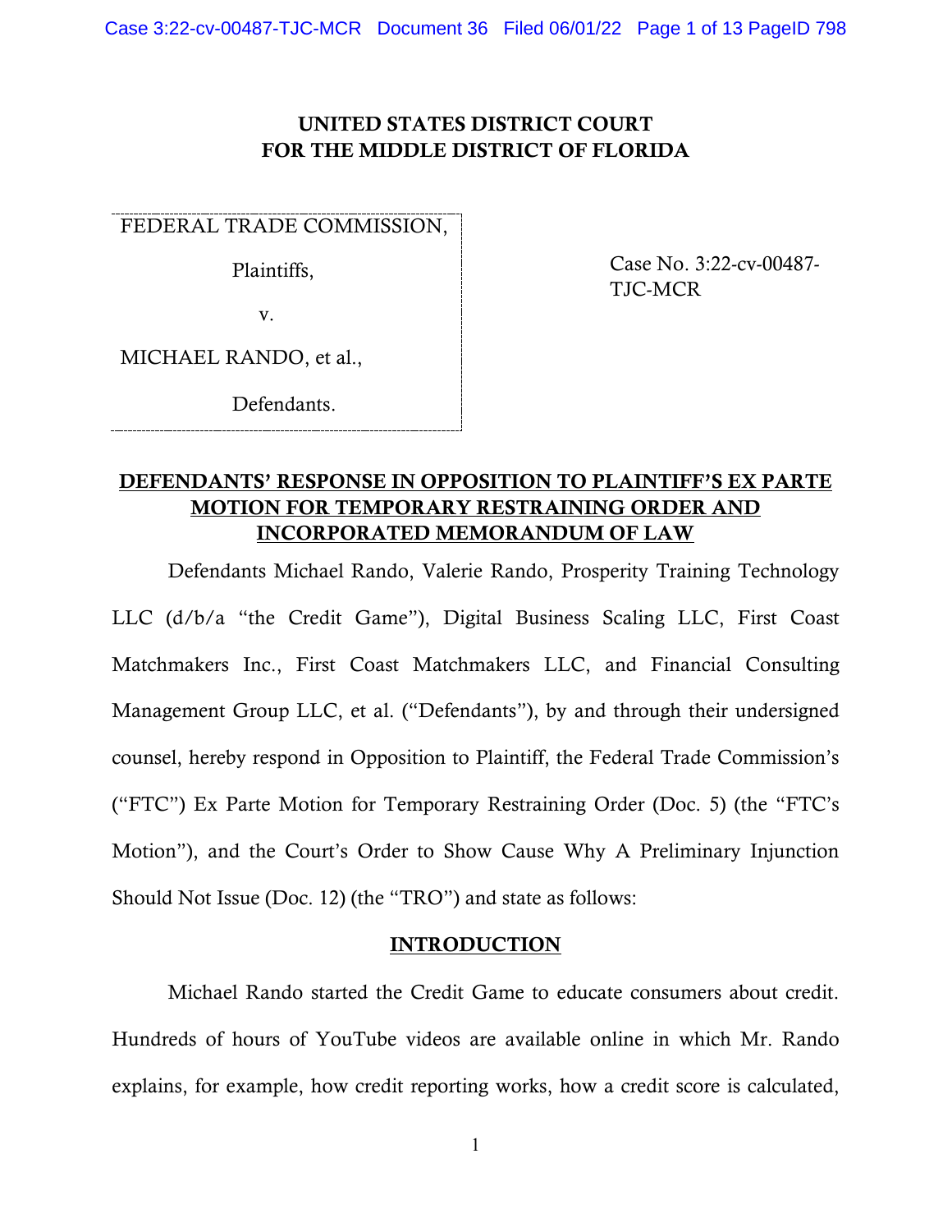# UNITED STATES DISTRICT COURT
# FOR THE MIDDLE DISTRICT OF FLORIDA

FEDERAL TRADE COMMISSION,

Plaintiffs,

v.

MICHAEL RANDO, et al.,

Defendants.

Case No. 3:22-cv-00487-TJC-MCR

## DEFENDANTS' RESPONSE IN OPPOSITION TO PLAINTIFF'S EX PARTE MOTION FOR TEMPORARY RESTRAINING ORDER AND INCORPORATED MEMORANDUM OF LAW

Defendants Michael Rando, Valerie Rando, Prosperity Training Technology LLC (d/b/a "the Credit Game"), Digital Business Scaling LLC, First Coast Matchmakers Inc., First Coast Matchmakers LLC, and Financial Consulting Management Group LLC, et al. ("Defendants"), by and through their undersigned counsel, hereby respond in Opposition to Plaintiff, the Federal Trade Commission's ("FTC") Ex Parte Motion for Temporary Restraining Order (Doc. 5) (the "FTC's Motion"), and the Court's Order to Show Cause Why A Preliminary Injunction Should Not Issue (Doc. 12) (the "TRO") and state as follows:

## INTRODUCTION

Michael Rando started the Credit Game to educate consumers about credit. Hundreds of hours of YouTube videos are available online in which Mr. Rando explains, for example, how credit reporting works, how a credit score is calculated,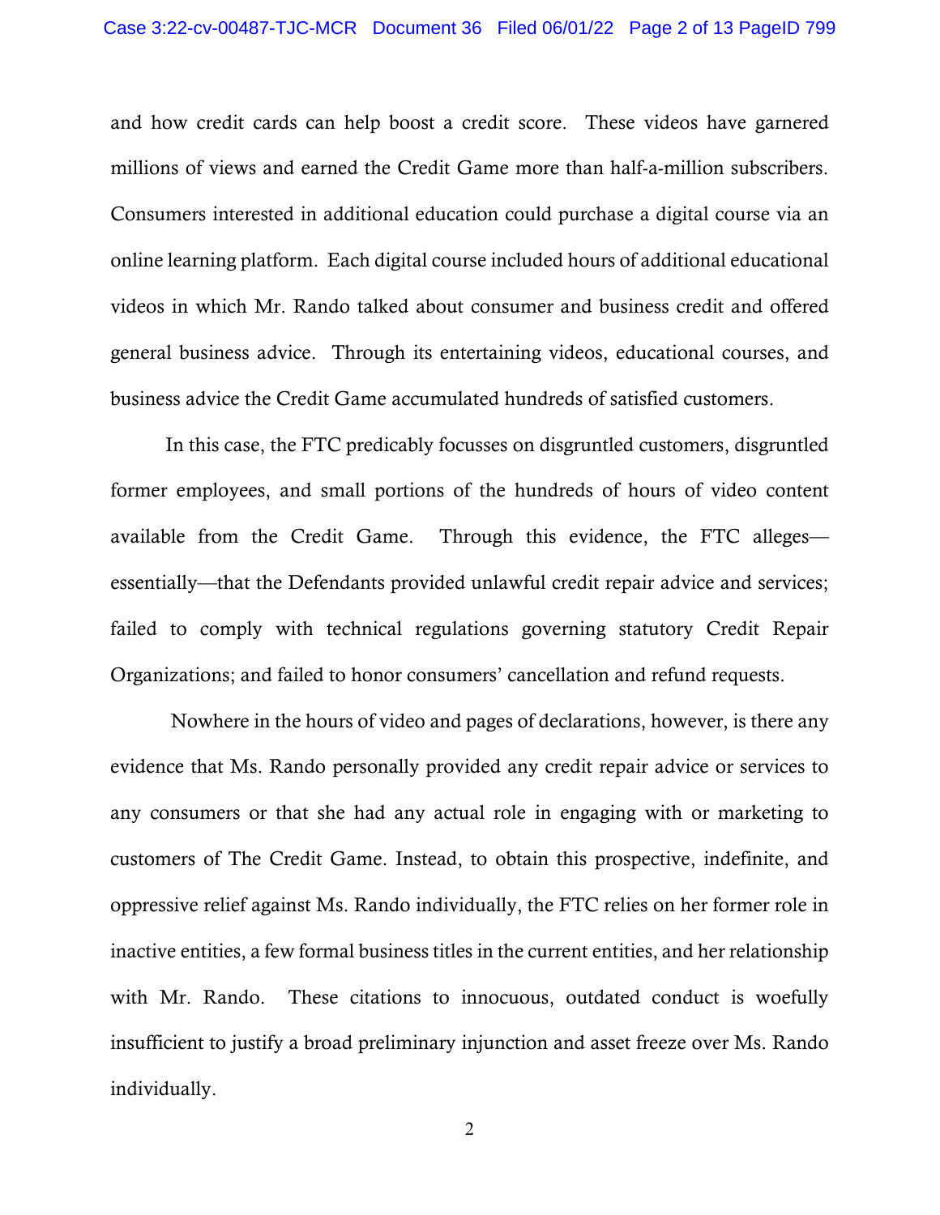and how credit cards can help boost a credit score. These videos have garnered millions of views and earned the Credit Game more than half-a-million subscribers. Consumers interested in additional education could purchase a digital course via an online learning platform. Each digital course included hours of additional educational videos in which Mr. Rando talked about consumer and business credit and offered general business advice. Through its entertaining videos, educational courses, and business advice the Credit Game accumulated hundreds of satisfied customers.

In this case, the FTC predicably focusses on disgruntled customers, disgruntled former employees, and small portions of the hundreds of hours of video content available from the Credit Game. Through this evidence, the FTC alleges—essentially—that the Defendants provided unlawful credit repair advice and services; failed to comply with technical regulations governing statutory Credit Repair Organizations; and failed to honor consumers' cancellation and refund requests.

Nowhere in the hours of video and pages of declarations, however, is there any evidence that Ms. Rando personally provided any credit repair advice or services to any consumers or that she had any actual role in engaging with or marketing to customers of The Credit Game. Instead, to obtain this prospective, indefinite, and oppressive relief against Ms. Rando individually, the FTC relies on her former role in inactive entities, a few formal business titles in the current entities, and her relationship with Mr. Rando. These citations to innocuous, outdated conduct is woefully insufficient to justify a broad preliminary injunction and asset freeze over Ms. Rando individually.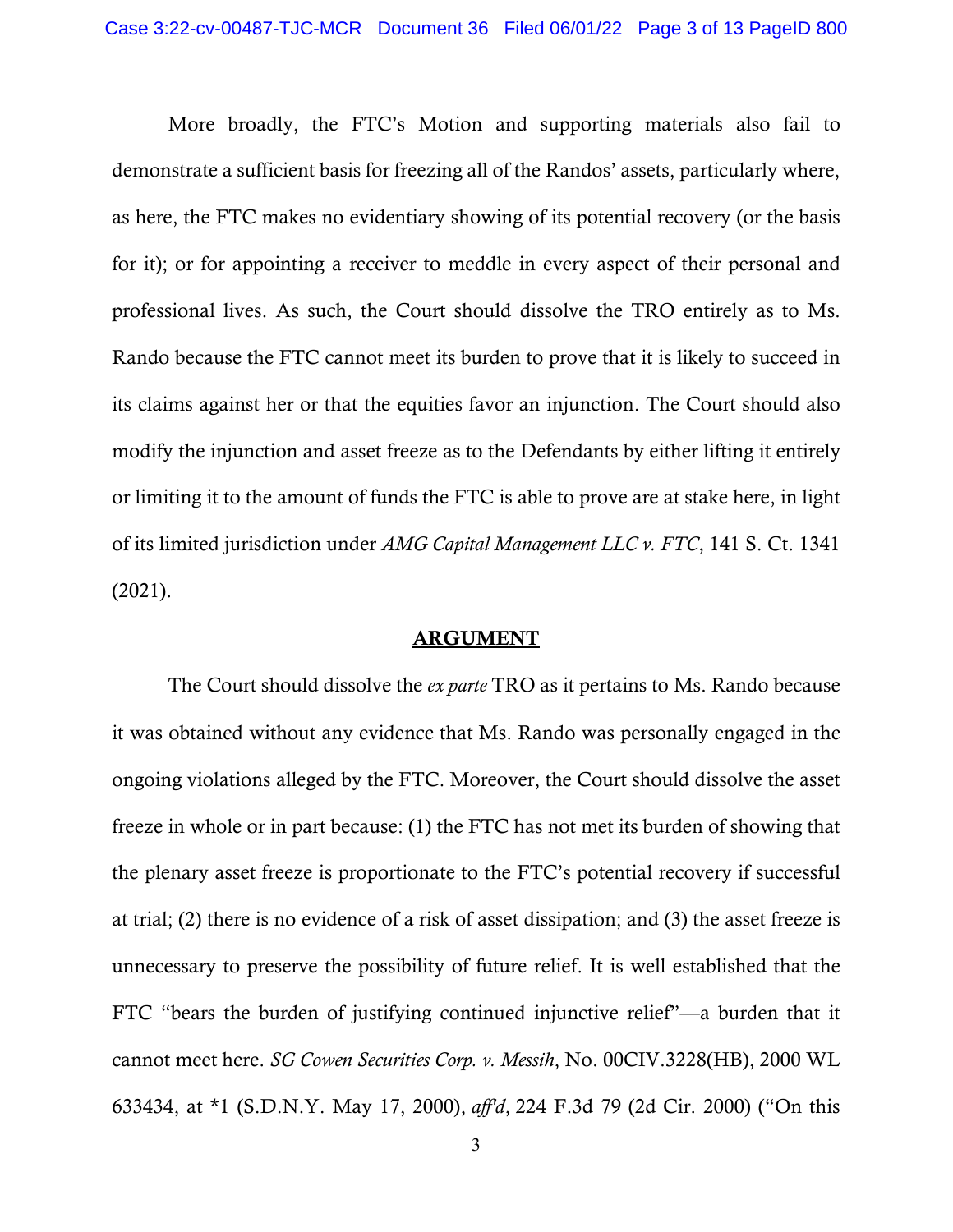More broadly, the FTC's Motion and supporting materials also fail to demonstrate a sufficient basis for freezing all of the Randos' assets, particularly where, as here, the FTC makes no evidentiary showing of its potential recovery (or the basis for it); or for appointing a receiver to meddle in every aspect of their personal and professional lives. As such, the Court should dissolve the TRO entirely as to Ms. Rando because the FTC cannot meet its burden to prove that it is likely to succeed in its claims against her or that the equities favor an injunction. The Court should also modify the injunction and asset freeze as to the Defendants by either lifting it entirely or limiting it to the amount of funds the FTC is able to prove are at stake here, in light of its limited jurisdiction under *AMG Capital Management LLC v. FTC*, 141 S. Ct. 1341 (2021).

## ARGUMENT

The Court should dissolve the *ex parte* TRO as it pertains to Ms. Rando because it was obtained without any evidence that Ms. Rando was personally engaged in the ongoing violations alleged by the FTC. Moreover, the Court should dissolve the asset freeze in whole or in part because: (1) the FTC has not met its burden of showing that the plenary asset freeze is proportionate to the FTC's potential recovery if successful at trial; (2) there is no evidence of a risk of asset dissipation; and (3) the asset freeze is unnecessary to preserve the possibility of future relief. It is well established that the FTC "bears the burden of justifying continued injunctive relief"—a burden that it cannot meet here. *SG Cowen Securities Corp. v. Messih*, No. 00CIV.3228(HB), 2000 WL 633434, at *1 (S.D.N.Y. May 17, 2000), *aff'd*, 224 F.3d 79 (2d Cir. 2000) ("On this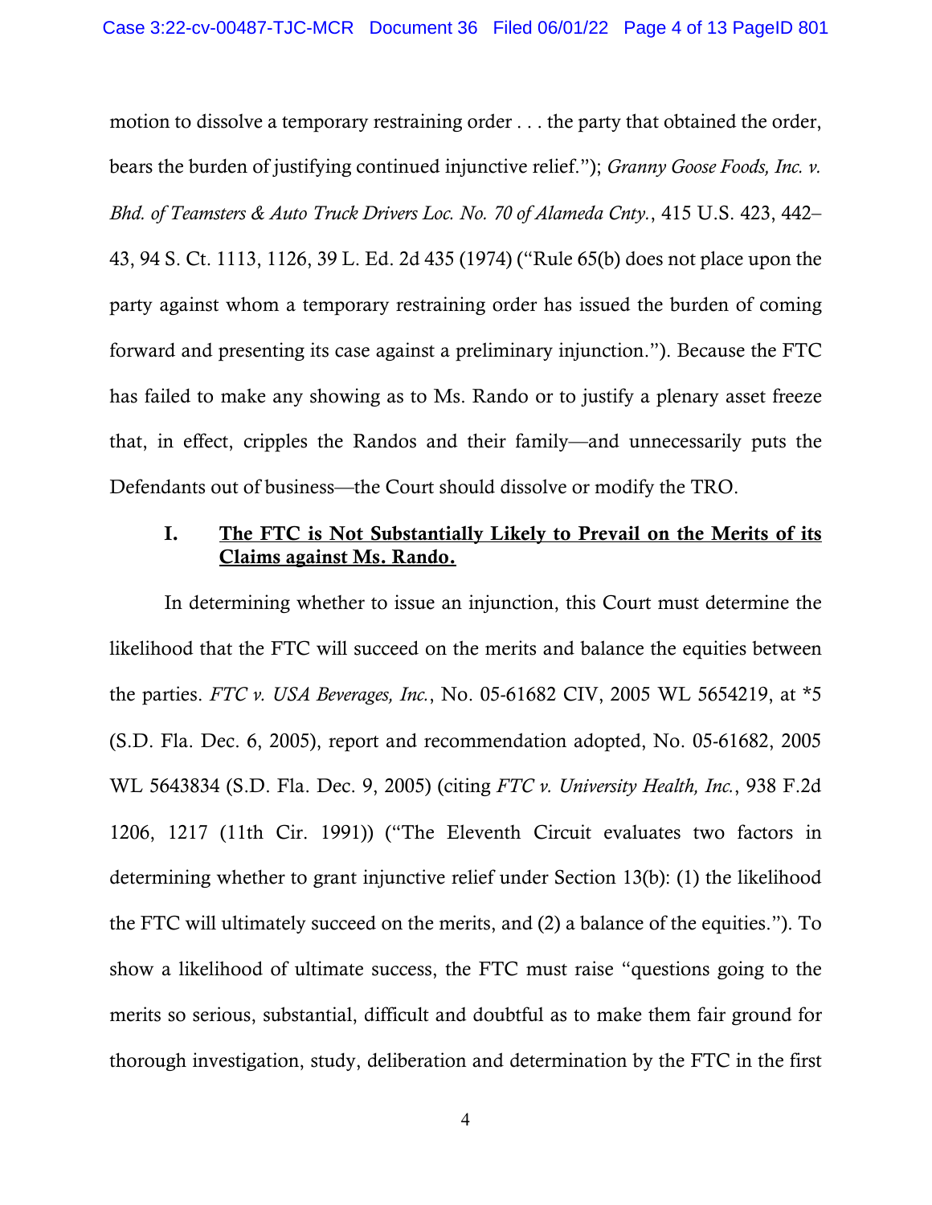motion to dissolve a temporary restraining order . . . the party that obtained the order, bears the burden of justifying continued injunctive relief."); *Granny Goose Foods, Inc. v. Bhd. of Teamsters & Auto Truck Drivers Loc. No. 70 of Alameda Cnty.*, 415 U.S. 423, 442–43, 94 S. Ct. 1113, 1126, 39 L. Ed. 2d 435 (1974) ("Rule 65(b) does not place upon the party against whom a temporary restraining order has issued the burden of coming forward and presenting its case against a preliminary injunction."). Because the FTC has failed to make any showing as to Ms. Rando or to justify a plenary asset freeze that, in effect, cripples the Randos and their family—and unnecessarily puts the Defendants out of business—the Court should dissolve or modify the TRO.

## I. The FTC is Not Substantially Likely to Prevail on the Merits of its Claims against Ms. Rando.

In determining whether to issue an injunction, this Court must determine the likelihood that the FTC will succeed on the merits and balance the equities between the parties. *FTC v. USA Beverages, Inc.*, No. 05-61682 CIV, 2005 WL 5654219, at *5 (S.D. Fla. Dec. 6, 2005), report and recommendation adopted, No. 05-61682, 2005 WL 5643834 (S.D. Fla. Dec. 9, 2005) (citing *FTC v. University Health, Inc.*, 938 F.2d 1206, 1217 (11th Cir. 1991)) ("The Eleventh Circuit evaluates two factors in determining whether to grant injunctive relief under Section 13(b): (1) the likelihood the FTC will ultimately succeed on the merits, and (2) a balance of the equities."). To show a likelihood of ultimate success, the FTC must raise "questions going to the merits so serious, substantial, difficult and doubtful as to make them fair ground for thorough investigation, study, deliberation and determination by the FTC in the first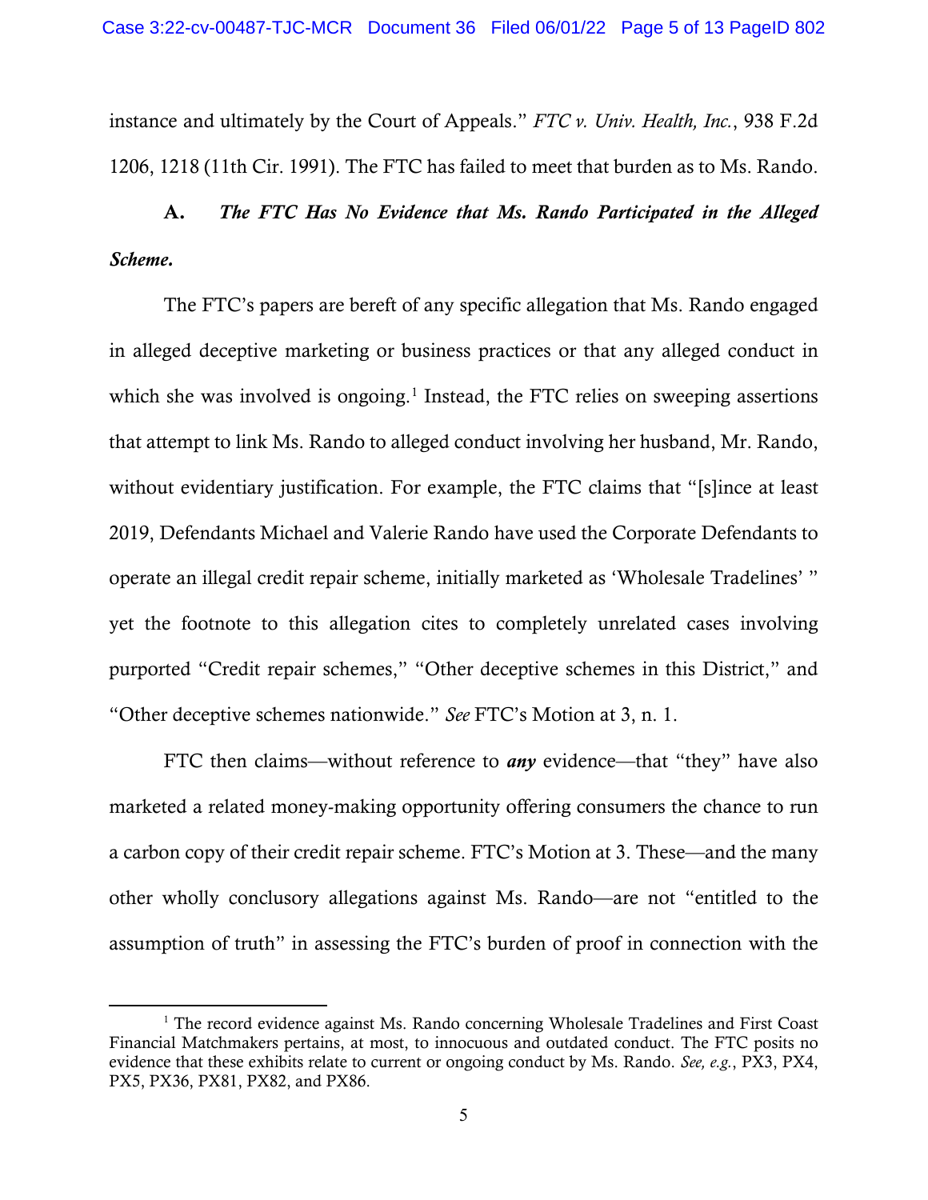instance and ultimately by the Court of Appeals." *FTC v. Univ. Health, Inc.*, 938 F.2d 1206, 1218 (11th Cir. 1991). The FTC has failed to meet that burden as to Ms. Rando.

### A. *The FTC Has No Evidence that Ms. Rando Participated in the Alleged Scheme.*

The FTC's papers are bereft of any specific allegation that Ms. Rando engaged in alleged deceptive marketing or business practices or that any alleged conduct in which she was involved is ongoing.[1] Instead, the FTC relies on sweeping assertions that attempt to link Ms. Rando to alleged conduct involving her husband, Mr. Rando, without evidentiary justification. For example, the FTC claims that "[s]ince at least 2019, Defendants Michael and Valerie Rando have used the Corporate Defendants to operate an illegal credit repair scheme, initially marketed as 'Wholesale Tradelines' " yet the footnote to this allegation cites to completely unrelated cases involving purported "Credit repair schemes," "Other deceptive schemes in this District," and "Other deceptive schemes nationwide." *See* FTC's Motion at 3, n. 1.

FTC then claims—without reference to ***any*** evidence—that "they" have also marketed a related money-making opportunity offering consumers the chance to run a carbon copy of their credit repair scheme. FTC's Motion at 3. These—and the many other wholly conclusory allegations against Ms. Rando—are not "entitled to the assumption of truth" in assessing the FTC's burden of proof in connection with the

[1] The record evidence against Ms. Rando concerning Wholesale Tradelines and First Coast Financial Matchmakers pertains, at most, to innocuous and outdated conduct. The FTC posits no evidence that these exhibits relate to current or ongoing conduct by Ms. Rando. *See, e.g.*, PX3, PX4, PX5, PX36, PX81, PX82, and PX86.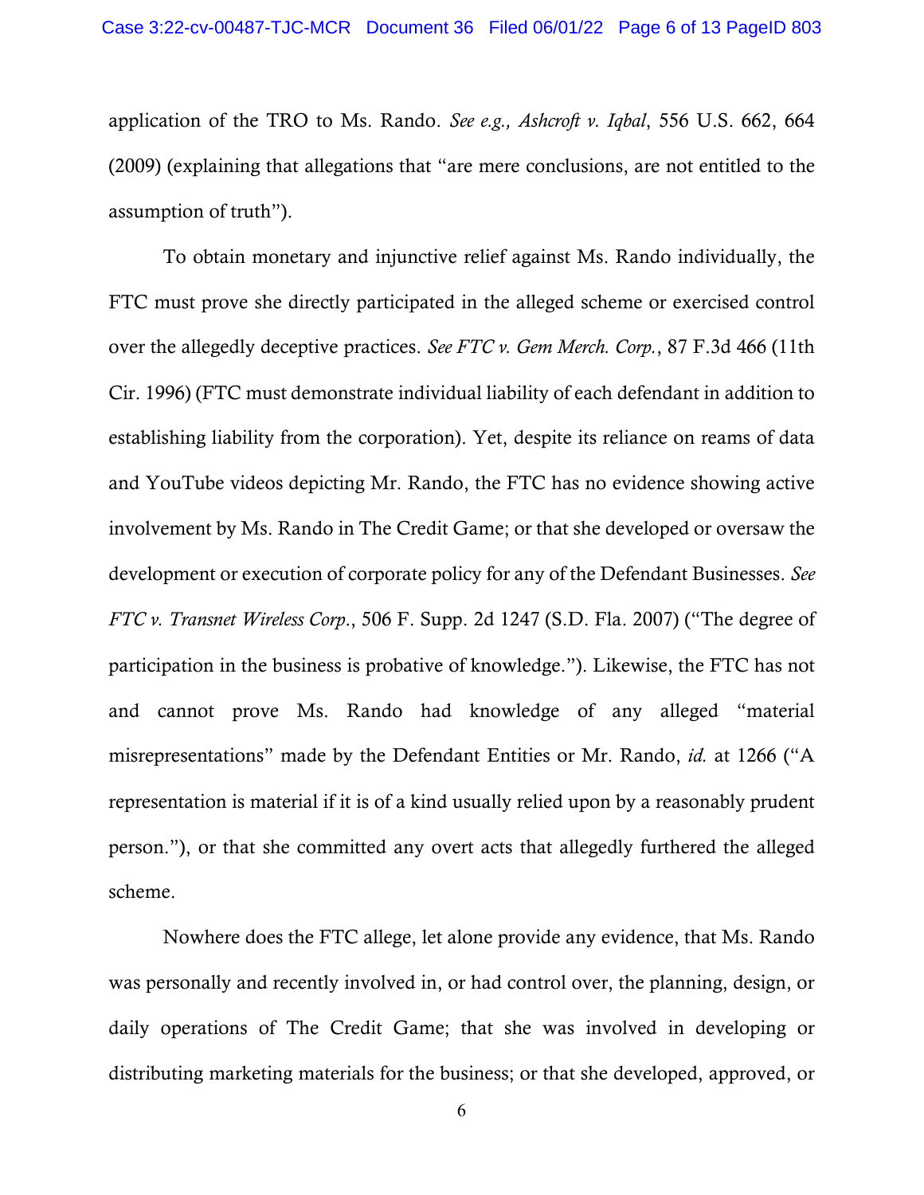application of the TRO to Ms. Rando. *See e.g., Ashcroft v. Iqbal*, 556 U.S. 662, 664 (2009) (explaining that allegations that "are mere conclusions, are not entitled to the assumption of truth").

To obtain monetary and injunctive relief against Ms. Rando individually, the FTC must prove she directly participated in the alleged scheme or exercised control over the allegedly deceptive practices. *See FTC v. Gem Merch. Corp.*, 87 F.3d 466 (11th Cir. 1996) (FTC must demonstrate individual liability of each defendant in addition to establishing liability from the corporation). Yet, despite its reliance on reams of data and YouTube videos depicting Mr. Rando, the FTC has no evidence showing active involvement by Ms. Rando in The Credit Game; or that she developed or oversaw the development or execution of corporate policy for any of the Defendant Businesses. *See FTC v. Transnet Wireless Corp.*, 506 F. Supp. 2d 1247 (S.D. Fla. 2007) ("The degree of participation in the business is probative of knowledge."). Likewise, the FTC has not and cannot prove Ms. Rando had knowledge of any alleged "material misrepresentations" made by the Defendant Entities or Mr. Rando, *id.* at 1266 ("A representation is material if it is of a kind usually relied upon by a reasonably prudent person."), or that she committed any overt acts that allegedly furthered the alleged scheme.

Nowhere does the FTC allege, let alone provide any evidence, that Ms. Rando was personally and recently involved in, or had control over, the planning, design, or daily operations of The Credit Game; that she was involved in developing or distributing marketing materials for the business; or that she developed, approved, or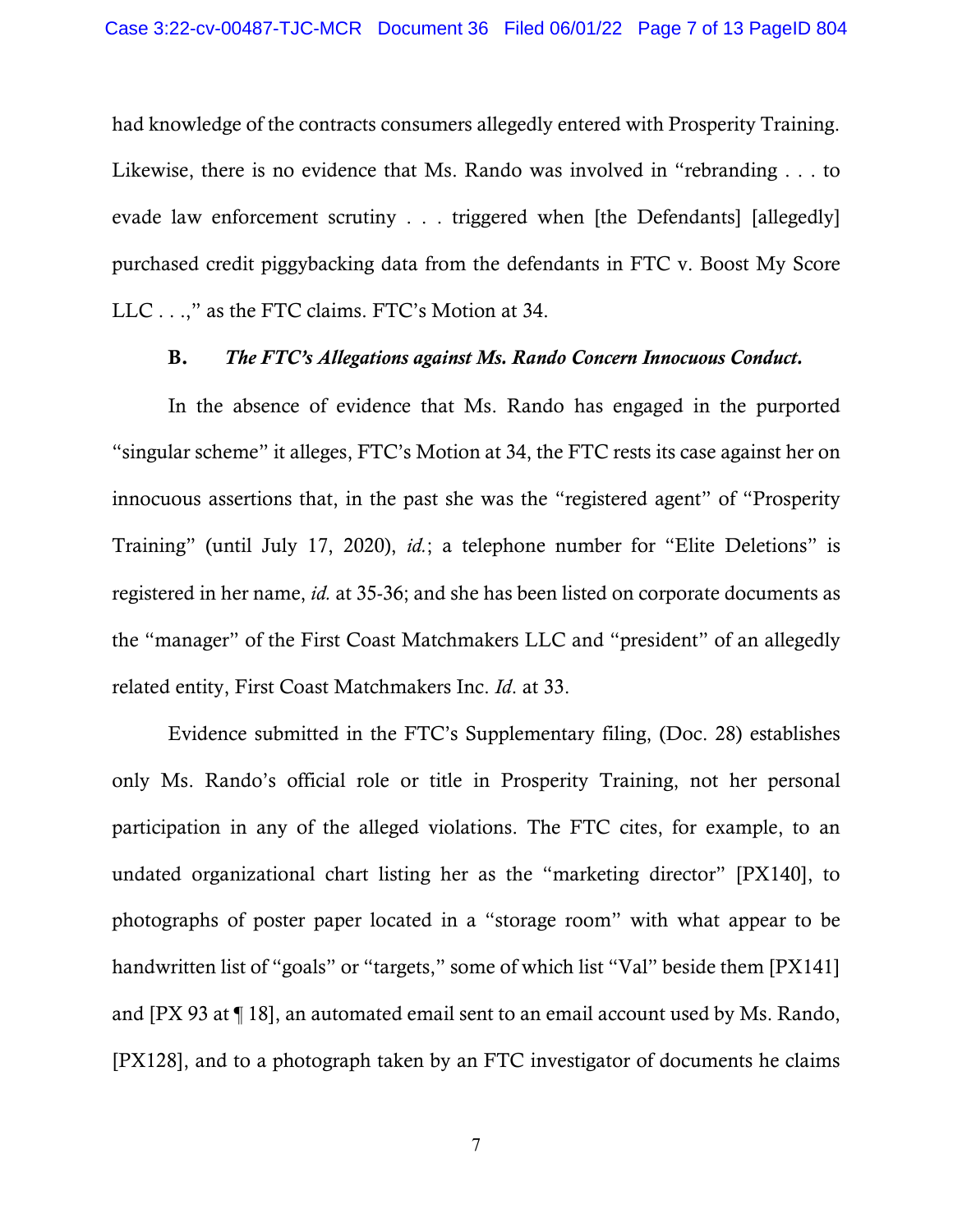had knowledge of the contracts consumers allegedly entered with Prosperity Training. Likewise, there is no evidence that Ms. Rando was involved in "rebranding . . . to evade law enforcement scrutiny . . . triggered when [the Defendants] [allegedly] purchased credit piggybacking data from the defendants in FTC v. Boost My Score LLC . . .," as the FTC claims. FTC's Motion at 34.

**B.** ***The FTC's Allegations against Ms. Rando Concern Innocuous Conduct.***

In the absence of evidence that Ms. Rando has engaged in the purported "singular scheme" it alleges, FTC's Motion at 34, the FTC rests its case against her on innocuous assertions that, in the past she was the "registered agent" of "Prosperity Training" (until July 17, 2020), *id.*; a telephone number for "Elite Deletions" is registered in her name, *id.* at 35-36; and she has been listed on corporate documents as the "manager" of the First Coast Matchmakers LLC and "president" of an allegedly related entity, First Coast Matchmakers Inc. *Id*. at 33.

Evidence submitted in the FTC's Supplementary filing, (Doc. 28) establishes only Ms. Rando's official role or title in Prosperity Training, not her personal participation in any of the alleged violations. The FTC cites, for example, to an undated organizational chart listing her as the "marketing director" [PX140], to photographs of poster paper located in a "storage room" with what appear to be handwritten list of "goals" or "targets," some of which list "Val" beside them [PX141] and [PX 93 at ¶ 18], an automated email sent to an email account used by Ms. Rando, [PX128], and to a photograph taken by an FTC investigator of documents he claims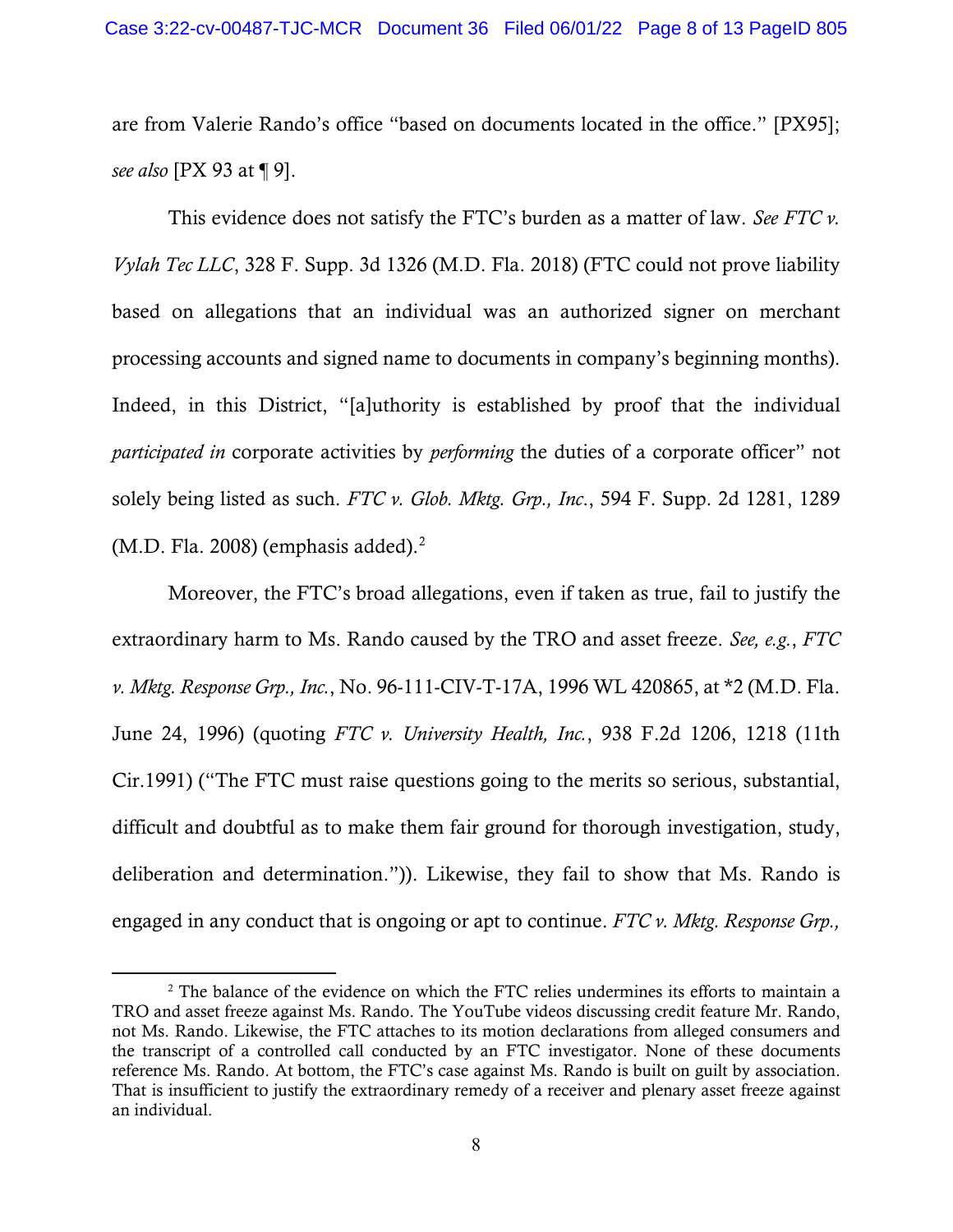are from Valerie Rando's office "based on documents located in the office." [PX95]; *see also* [PX 93 at ¶ 9].

This evidence does not satisfy the FTC's burden as a matter of law. *See FTC v. Vylah Tec LLC*, 328 F. Supp. 3d 1326 (M.D. Fla. 2018) (FTC could not prove liability based on allegations that an individual was an authorized signer on merchant processing accounts and signed name to documents in company's beginning months). Indeed, in this District, "[a]uthority is established by proof that the individual *participated in* corporate activities by *performing* the duties of a corporate officer" not solely being listed as such. *FTC v. Glob. Mktg. Grp., Inc.*, 594 F. Supp. 2d 1281, 1289 (M.D. Fla. 2008) (emphasis added).[2]

Moreover, the FTC's broad allegations, even if taken as true, fail to justify the extraordinary harm to Ms. Rando caused by the TRO and asset freeze. *See, e.g.*, *FTC v. Mktg. Response Grp., Inc.*, No. 96-111-CIV-T-17A, 1996 WL 420865, at *2 (M.D. Fla. June 24, 1996) (quoting *FTC v. University Health, Inc.*, 938 F.2d 1206, 1218 (11th Cir.1991) ("The FTC must raise questions going to the merits so serious, substantial, difficult and doubtful as to make them fair ground for thorough investigation, study, deliberation and determination.")). Likewise, they fail to show that Ms. Rando is engaged in any conduct that is ongoing or apt to continue. *FTC v. Mktg. Response Grp.,*

[2] The balance of the evidence on which the FTC relies undermines its efforts to maintain a TRO and asset freeze against Ms. Rando. The YouTube videos discussing credit feature Mr. Rando, not Ms. Rando. Likewise, the FTC attaches to its motion declarations from alleged consumers and the transcript of a controlled call conducted by an FTC investigator. None of these documents reference Ms. Rando. At bottom, the FTC's case against Ms. Rando is built on guilt by association. That is insufficient to justify the extraordinary remedy of a receiver and plenary asset freeze against an individual.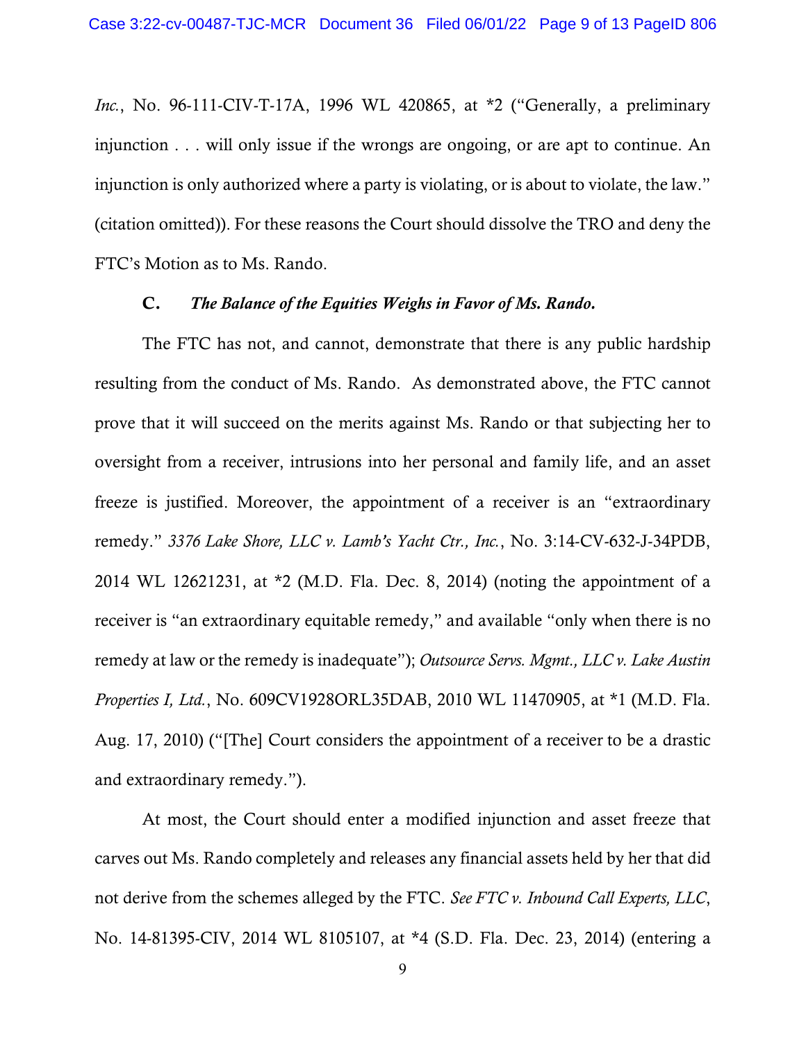*Inc.*, No. 96-111-CIV-T-17A, 1996 WL 420865, at *2 ("Generally, a preliminary injunction . . . will only issue if the wrongs are ongoing, or are apt to continue. An injunction is only authorized where a party is violating, or is about to violate, the law." (citation omitted)). For these reasons the Court should dissolve the TRO and deny the FTC's Motion as to Ms. Rando.

### C. *The Balance of the Equities Weighs in Favor of Ms. Rando.*

The FTC has not, and cannot, demonstrate that there is any public hardship resulting from the conduct of Ms. Rando. As demonstrated above, the FTC cannot prove that it will succeed on the merits against Ms. Rando or that subjecting her to oversight from a receiver, intrusions into her personal and family life, and an asset freeze is justified. Moreover, the appointment of a receiver is an "extraordinary remedy." *3376 Lake Shore, LLC v. Lamb's Yacht Ctr., Inc.*, No. 3:14-CV-632-J-34PDB, 2014 WL 12621231, at *2 (M.D. Fla. Dec. 8, 2014) (noting the appointment of a receiver is "an extraordinary equitable remedy," and available "only when there is no remedy at law or the remedy is inadequate"); *Outsource Servs. Mgmt., LLC v. Lake Austin Properties I, Ltd.*, No. 609CV1928ORL35DAB, 2010 WL 11470905, at *1 (M.D. Fla. Aug. 17, 2010) ("[The] Court considers the appointment of a receiver to be a drastic and extraordinary remedy.").

At most, the Court should enter a modified injunction and asset freeze that carves out Ms. Rando completely and releases any financial assets held by her that did not derive from the schemes alleged by the FTC. *See FTC v. Inbound Call Experts, LLC*, No. 14-81395-CIV, 2014 WL 8105107, at *4 (S.D. Fla. Dec. 23, 2014) (entering a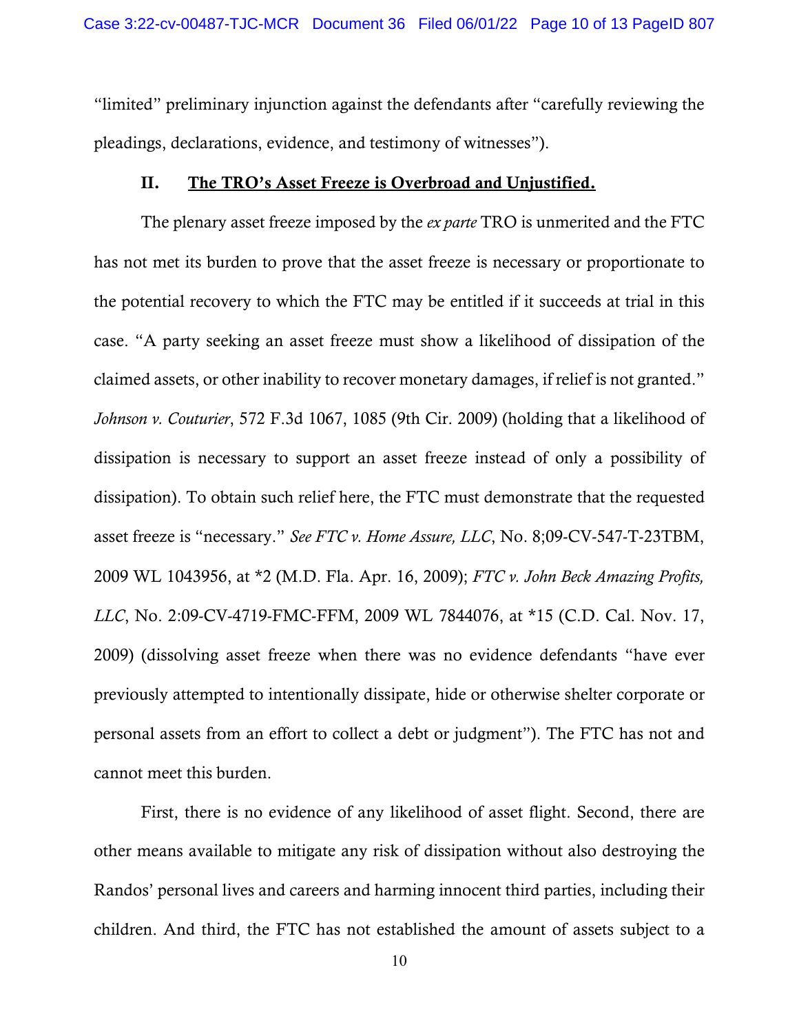"limited" preliminary injunction against the defendants after "carefully reviewing the pleadings, declarations, evidence, and testimony of witnesses").

## II. <u>The TRO's Asset Freeze is Overbroad and Unjustified.</u>

The plenary asset freeze imposed by the *ex parte* TRO is unmerited and the FTC has not met its burden to prove that the asset freeze is necessary or proportionate to the potential recovery to which the FTC may be entitled if it succeeds at trial in this case. "A party seeking an asset freeze must show a likelihood of dissipation of the claimed assets, or other inability to recover monetary damages, if relief is not granted." *Johnson v. Couturier*, 572 F.3d 1067, 1085 (9th Cir. 2009) (holding that a likelihood of dissipation is necessary to support an asset freeze instead of only a possibility of dissipation). To obtain such relief here, the FTC must demonstrate that the requested asset freeze is "necessary." *See FTC v. Home Assure, LLC*, No. 8;09-CV-547-T-23TBM, 2009 WL 1043956, at *2 (M.D. Fla. Apr. 16, 2009); *FTC v. John Beck Amazing Profits, LLC*, No. 2:09-CV-4719-FMC-FFM, 2009 WL 7844076, at *15 (C.D. Cal. Nov. 17, 2009) (dissolving asset freeze when there was no evidence defendants "have ever previously attempted to intentionally dissipate, hide or otherwise shelter corporate or personal assets from an effort to collect a debt or judgment"). The FTC has not and cannot meet this burden.

First, there is no evidence of any likelihood of asset flight. Second, there are other means available to mitigate any risk of dissipation without also destroying the Randos' personal lives and careers and harming innocent third parties, including their children. And third, the FTC has not established the amount of assets subject to a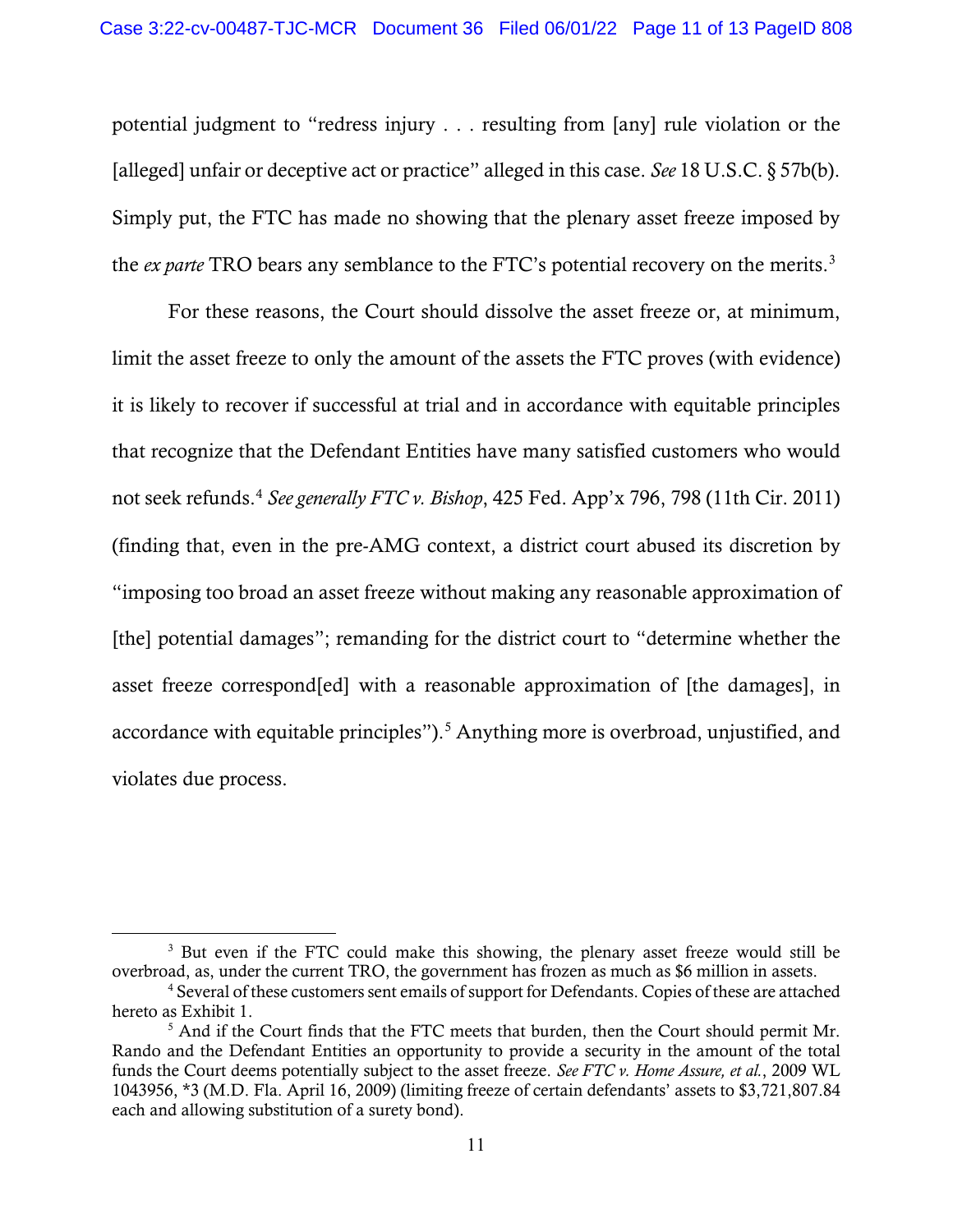potential judgment to "redress injury . . . resulting from [any] rule violation or the [alleged] unfair or deceptive act or practice" alleged in this case. *See* 18 U.S.C. § 57b(b). Simply put, the FTC has made no showing that the plenary asset freeze imposed by the *ex parte* TRO bears any semblance to the FTC's potential recovery on the merits.[3]

For these reasons, the Court should dissolve the asset freeze or, at minimum, limit the asset freeze to only the amount of the assets the FTC proves (with evidence) it is likely to recover if successful at trial and in accordance with equitable principles that recognize that the Defendant Entities have many satisfied customers who would not seek refunds.[4] *See generally FTC v. Bishop*, 425 Fed. App'x 796, 798 (11th Cir. 2011) (finding that, even in the pre-AMG context, a district court abused its discretion by "imposing too broad an asset freeze without making any reasonable approximation of [the] potential damages"; remanding for the district court to "determine whether the asset freeze correspond[ed] with a reasonable approximation of [the damages], in accordance with equitable principles").[5] Anything more is overbroad, unjustified, and violates due process.

---

[3] But even if the FTC could make this showing, the plenary asset freeze would still be overbroad, as, under the current TRO, the government has frozen as much as $6 million in assets.

[4] Several of these customers sent emails of support for Defendants. Copies of these are attached hereto as Exhibit 1.

[5] And if the Court finds that the FTC meets that burden, then the Court should permit Mr. Rando and the Defendant Entities an opportunity to provide a security in the amount of the total funds the Court deems potentially subject to the asset freeze. *See FTC v. Home Assure, et al.*, 2009 WL 1043956, *3 (M.D. Fla. April 16, 2009) (limiting freeze of certain defendants' assets to $3,721,807.84 each and allowing substitution of a surety bond).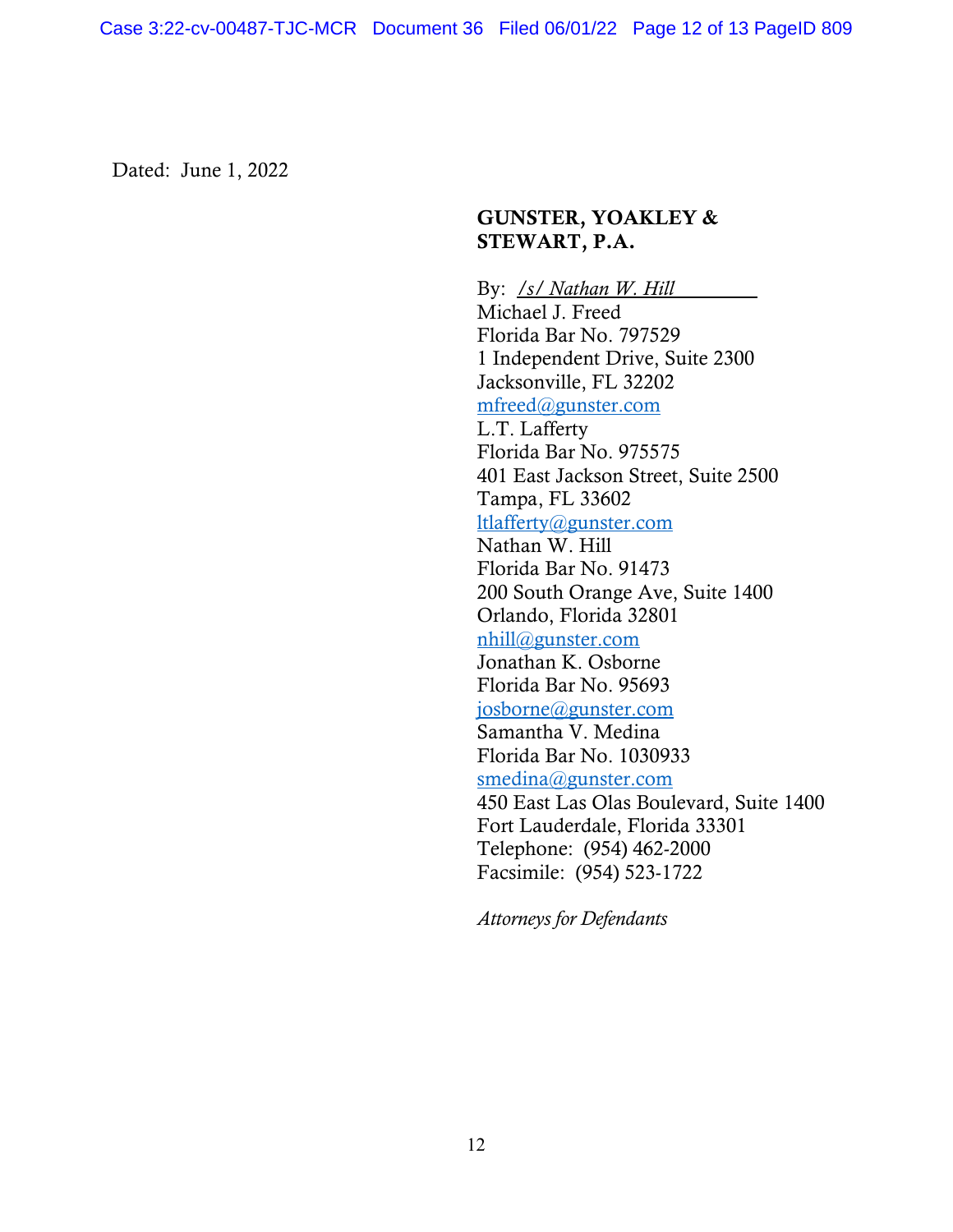Dated: June 1, 2022

**GUNSTER, YOAKLEY & STEWART, P.A.**

By: */s/ Nathan W. Hill*
Michael J. Freed
Florida Bar No. 797529
1 Independent Drive, Suite 2300
Jacksonville, FL 32202
mfreed@gunster.com
L.T. Lafferty
Florida Bar No. 975575
401 East Jackson Street, Suite 2500
Tampa, FL 33602
ltlafferty@gunster.com
Nathan W. Hill
Florida Bar No. 91473
200 South Orange Ave, Suite 1400
Orlando, Florida 32801
nhill@gunster.com
Jonathan K. Osborne
Florida Bar No. 95693
josborne@gunster.com
Samantha V. Medina
Florida Bar No. 1030933
smedina@gunster.com
450 East Las Olas Boulevard, Suite 1400
Fort Lauderdale, Florida 33301
Telephone: (954) 462-2000
Facsimile: (954) 523-1722

*Attorneys for Defendants*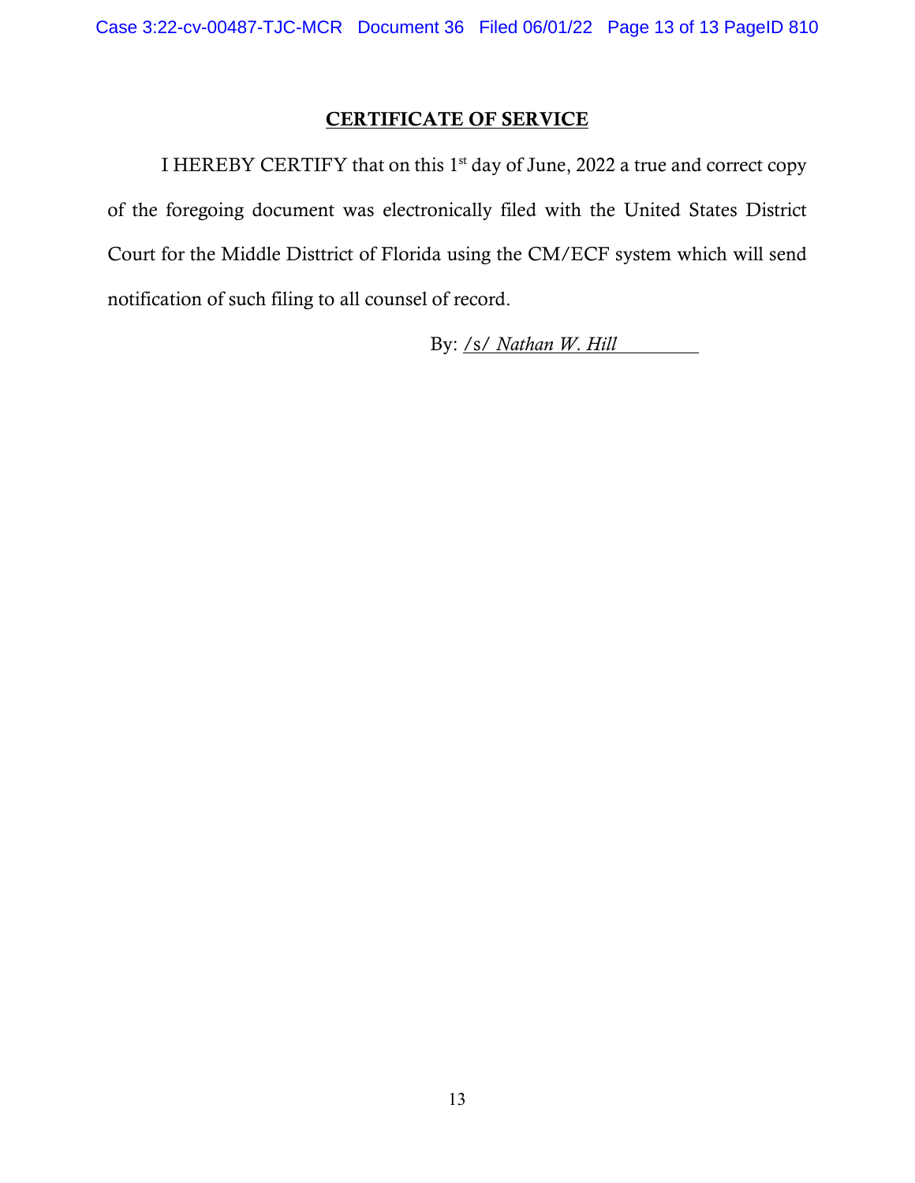## CERTIFICATE OF SERVICE

I HEREBY CERTIFY that on this 1st day of June, 2022 a true and correct copy of the foregoing document was electronically filed with the United States District Court for the Middle Disttrict of Florida using the CM/ECF system which will send notification of such filing to all counsel of record.

By: /s/ *Nathan W. Hill*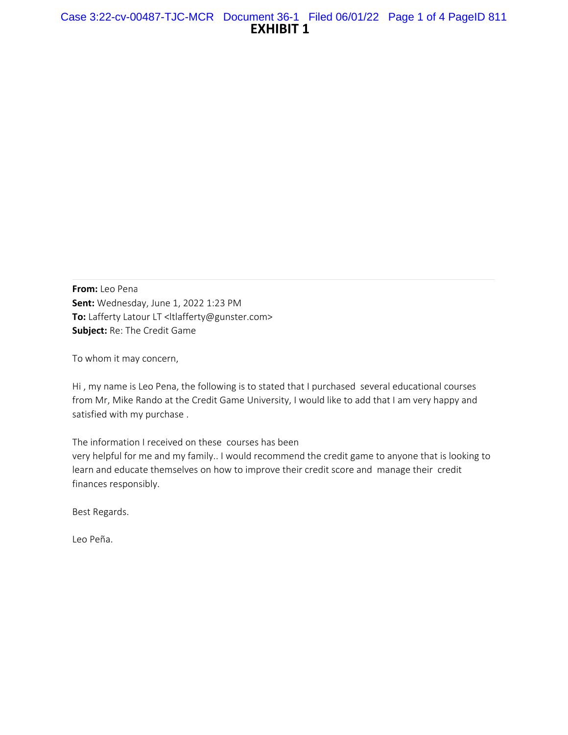# EXHIBIT 1

**From:** Leo Pena
**Sent:** Wednesday, June 1, 2022 1:23 PM
**To:** Lafferty Latour LT <ltlafferty@gunster.com>
**Subject:** Re: The Credit Game

To whom it may concern,

Hi , my name is Leo Pena, the following is to stated that I purchased several educational courses from Mr, Mike Rando at the Credit Game University, I would like to add that I am very happy and satisfied with my purchase .

The information I received on these courses has been
very helpful for me and my family.. I would recommend the credit game to anyone that is looking to learn and educate themselves on how to improve their credit score and manage their credit finances responsibly.

Best Regards.

Leo Peña.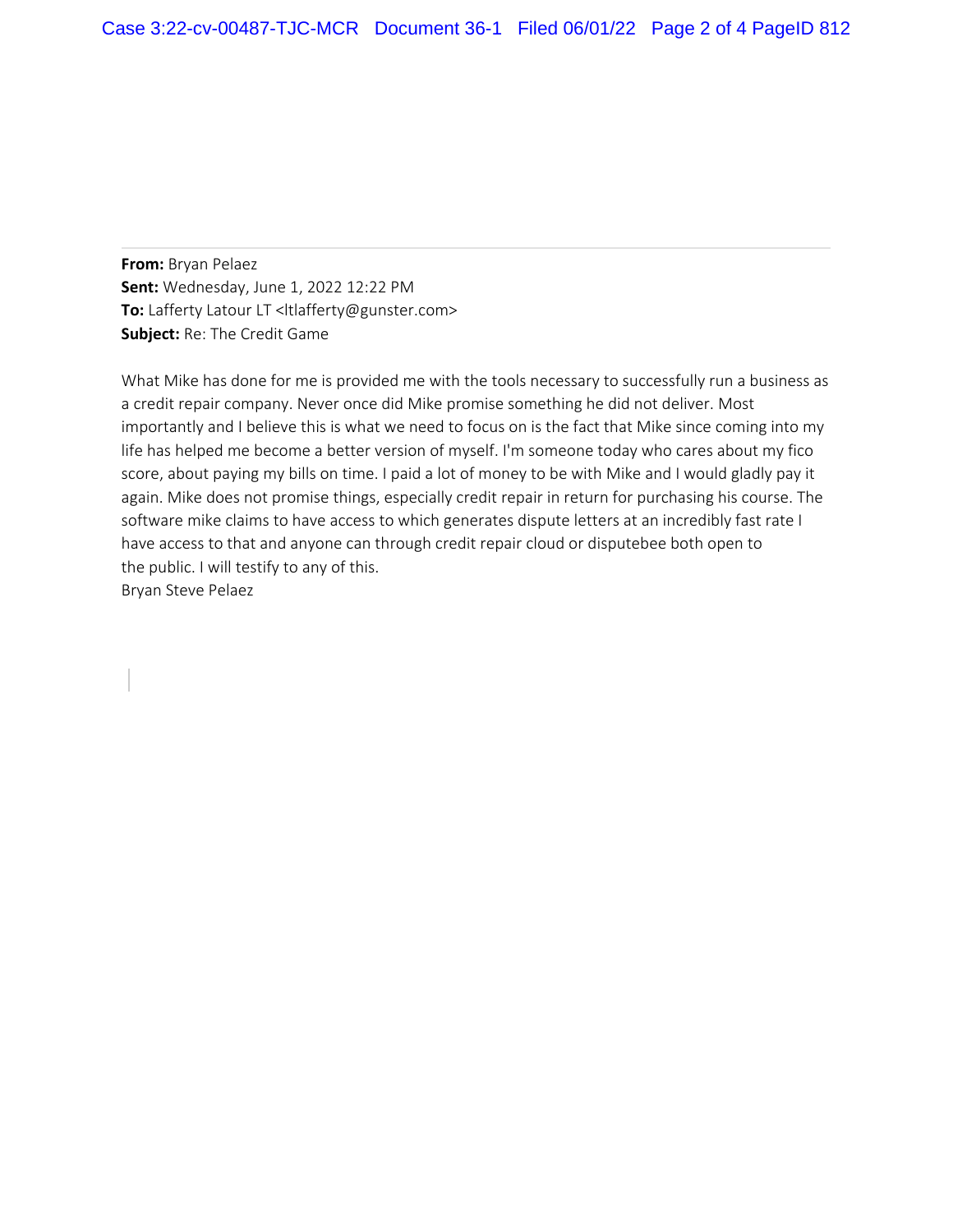**From:** Bryan Pelaez
**Sent:** Wednesday, June 1, 2022 12:22 PM
**To:** Lafferty Latour LT <ltlafferty@gunster.com>
**Subject:** Re: The Credit Game

What Mike has done for me is provided me with the tools necessary to successfully run a business as a credit repair company. Never once did Mike promise something he did not deliver. Most importantly and I believe this is what we need to focus on is the fact that Mike since coming into my life has helped me become a better version of myself. I'm someone today who cares about my fico score, about paying my bills on time. I paid a lot of money to be with Mike and I would gladly pay it again. Mike does not promise things, especially credit repair in return for purchasing his course. The software mike claims to have access to which generates dispute letters at an incredibly fast rate I have access to that and anyone can through credit repair cloud or disputebee both open to the public. I will testify to any of this.
Bryan Steve Pelaez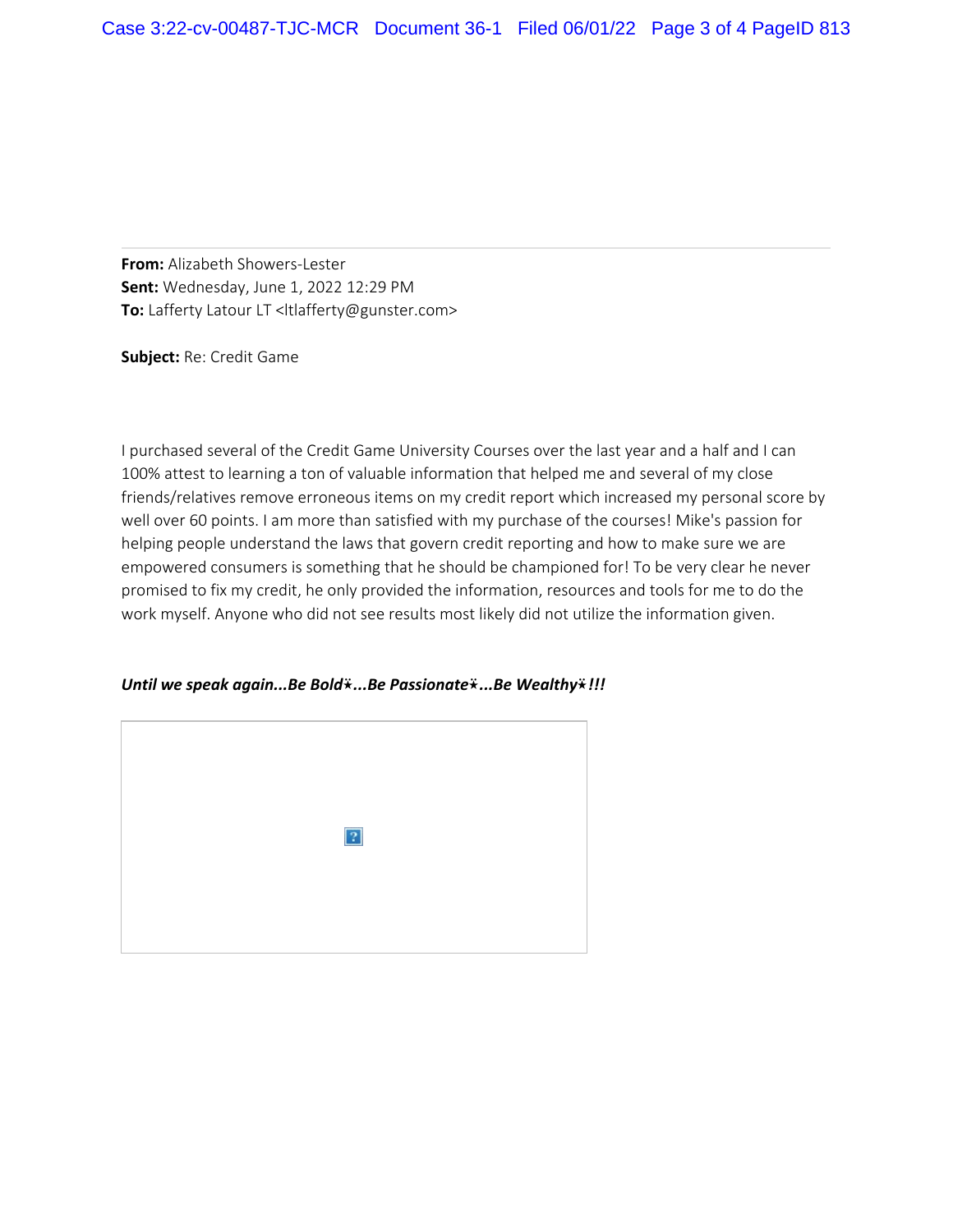**From:** Alizabeth Showers-Lester
**Sent:** Wednesday, June 1, 2022 12:29 PM
**To:** Lafferty Latour LT <ltlafferty@gunster.com>

**Subject:** Re: Credit Game

I purchased several of the Credit Game University Courses over the last year and a half and I can 100% attest to learning a ton of valuable information that helped me and several of my close friends/relatives remove erroneous items on my credit report which increased my personal score by well over 60 points. I am more than satisfied with my purchase of the courses! Mike's passion for helping people understand the laws that govern credit reporting and how to make sure we are empowered consumers is something that he should be championed for! To be very clear he never promised to fix my credit, he only provided the information, resources and tools for me to do the work myself. Anyone who did not see results most likely did not utilize the information given.

***Until we speak again...Be Bold*...Be Passionate*...Be Wealthy*!!!***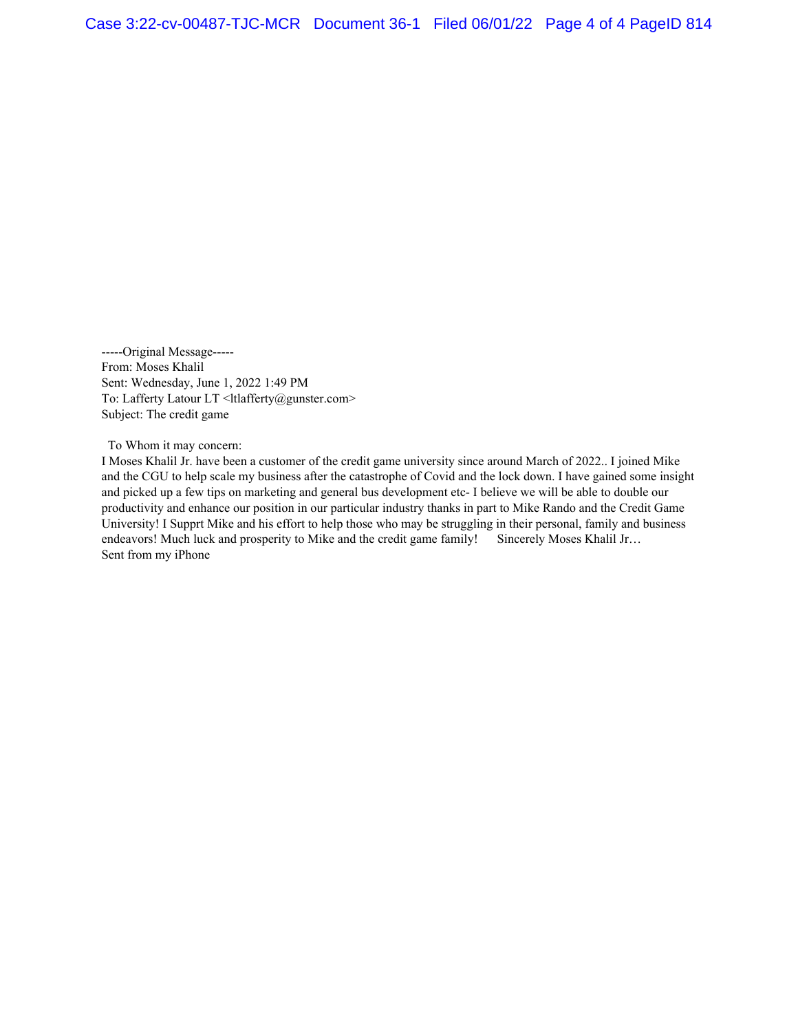-----Original Message-----
From: Moses Khalil
Sent: Wednesday, June 1, 2022 1:49 PM
To: Lafferty Latour LT <ltlafferty@gunster.com>
Subject: The credit game

To Whom it may concern:
I Moses Khalil Jr. have been a customer of the credit game university since around March of 2022.. I joined Mike and the CGU to help scale my business after the catastrophe of Covid and the lock down. I have gained some insight and picked up a few tips on marketing and general bus development etc- I believe we will be able to double our productivity and enhance our position in our particular industry thanks in part to Mike Rando and the Credit Game University! I Supprt Mike and his effort to help those who may be struggling in their personal, family and business endeavors! Much luck and prosperity to Mike and the credit game family!      Sincerely Moses Khalil Jr…
Sent from my iPhone